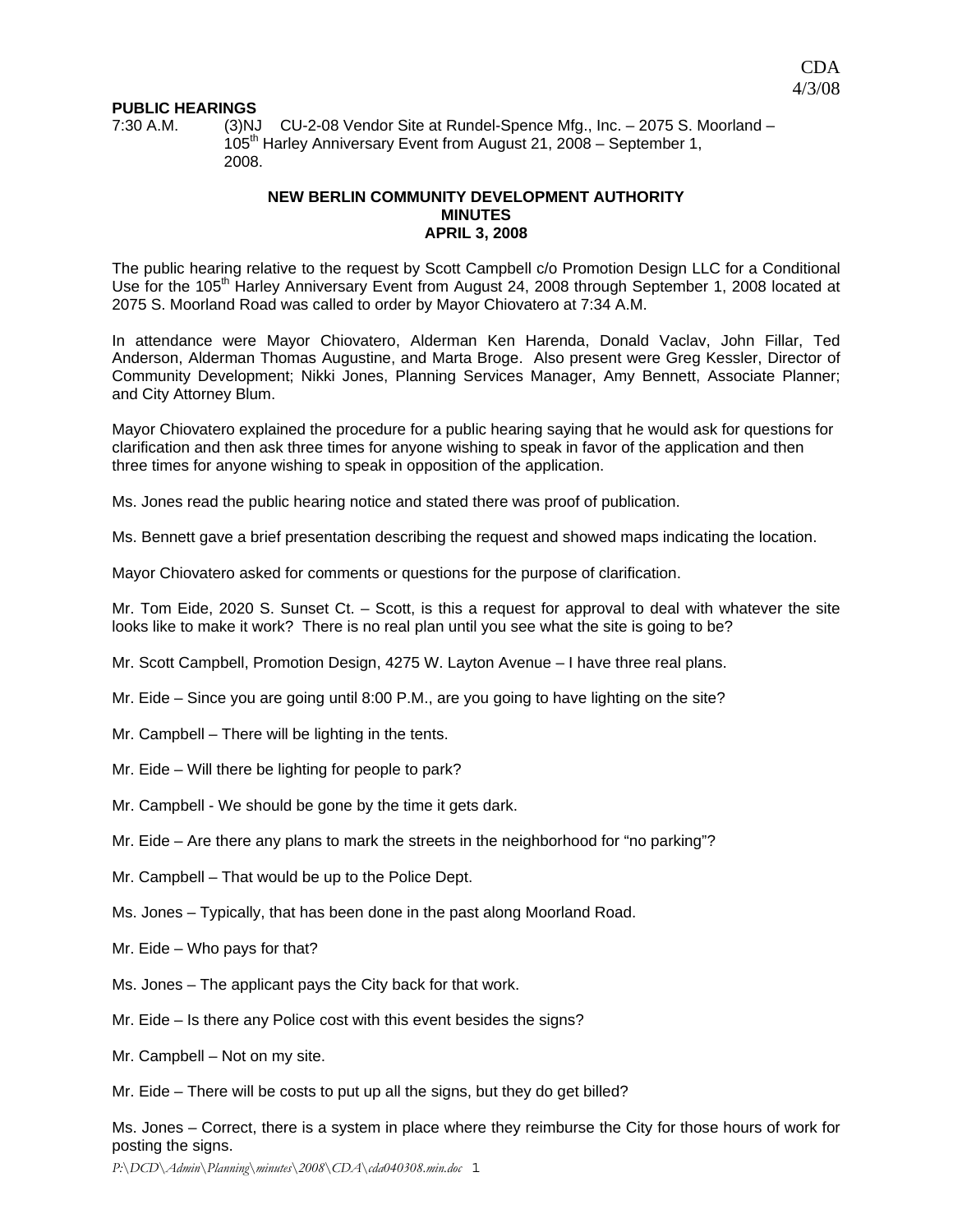CDA
4/3/08

**PUBLIC HEARINGS**

7:30 A.M. (3)NJ CU-2-08 Vendor Site at Rundel-Spence Mfg., Inc. – 2075 S. Moorland – 105th Harley Anniversary Event from August 21, 2008 – September 1, 2008.

**NEW BERLIN COMMUNITY DEVELOPMENT AUTHORITY**
**MINUTES**
**APRIL 3, 2008**

The public hearing relative to the request by Scott Campbell c/o Promotion Design LLC for a Conditional Use for the 105th Harley Anniversary Event from August 24, 2008 through September 1, 2008 located at 2075 S. Moorland Road was called to order by Mayor Chiovatero at 7:34 A.M.

In attendance were Mayor Chiovatero, Alderman Ken Harenda, Donald Vaclav, John Fillar, Ted Anderson, Alderman Thomas Augustine, and Marta Broge. Also present were Greg Kessler, Director of Community Development; Nikki Jones, Planning Services Manager, Amy Bennett, Associate Planner; and City Attorney Blum.

Mayor Chiovatero explained the procedure for a public hearing saying that he would ask for questions for clarification and then ask three times for anyone wishing to speak in favor of the application and then three times for anyone wishing to speak in opposition of the application.

Ms. Jones read the public hearing notice and stated there was proof of publication.

Ms. Bennett gave a brief presentation describing the request and showed maps indicating the location.

Mayor Chiovatero asked for comments or questions for the purpose of clarification.

Mr. Tom Eide, 2020 S. Sunset Ct. – Scott, is this a request for approval to deal with whatever the site looks like to make it work? There is no real plan until you see what the site is going to be?

Mr. Scott Campbell, Promotion Design, 4275 W. Layton Avenue – I have three real plans.

Mr. Eide – Since you are going until 8:00 P.M., are you going to have lighting on the site?

Mr. Campbell – There will be lighting in the tents.

Mr. Eide – Will there be lighting for people to park?

Mr. Campbell - We should be gone by the time it gets dark.

Mr. Eide – Are there any plans to mark the streets in the neighborhood for "no parking"?

Mr. Campbell – That would be up to the Police Dept.

Ms. Jones – Typically, that has been done in the past along Moorland Road.

Mr. Eide – Who pays for that?

Ms. Jones – The applicant pays the City back for that work.

Mr. Eide – Is there any Police cost with this event besides the signs?

Mr. Campbell – Not on my site.

Mr. Eide – There will be costs to put up all the signs, but they do get billed?

Ms. Jones – Correct, there is a system in place where they reimburse the City for those hours of work for posting the signs.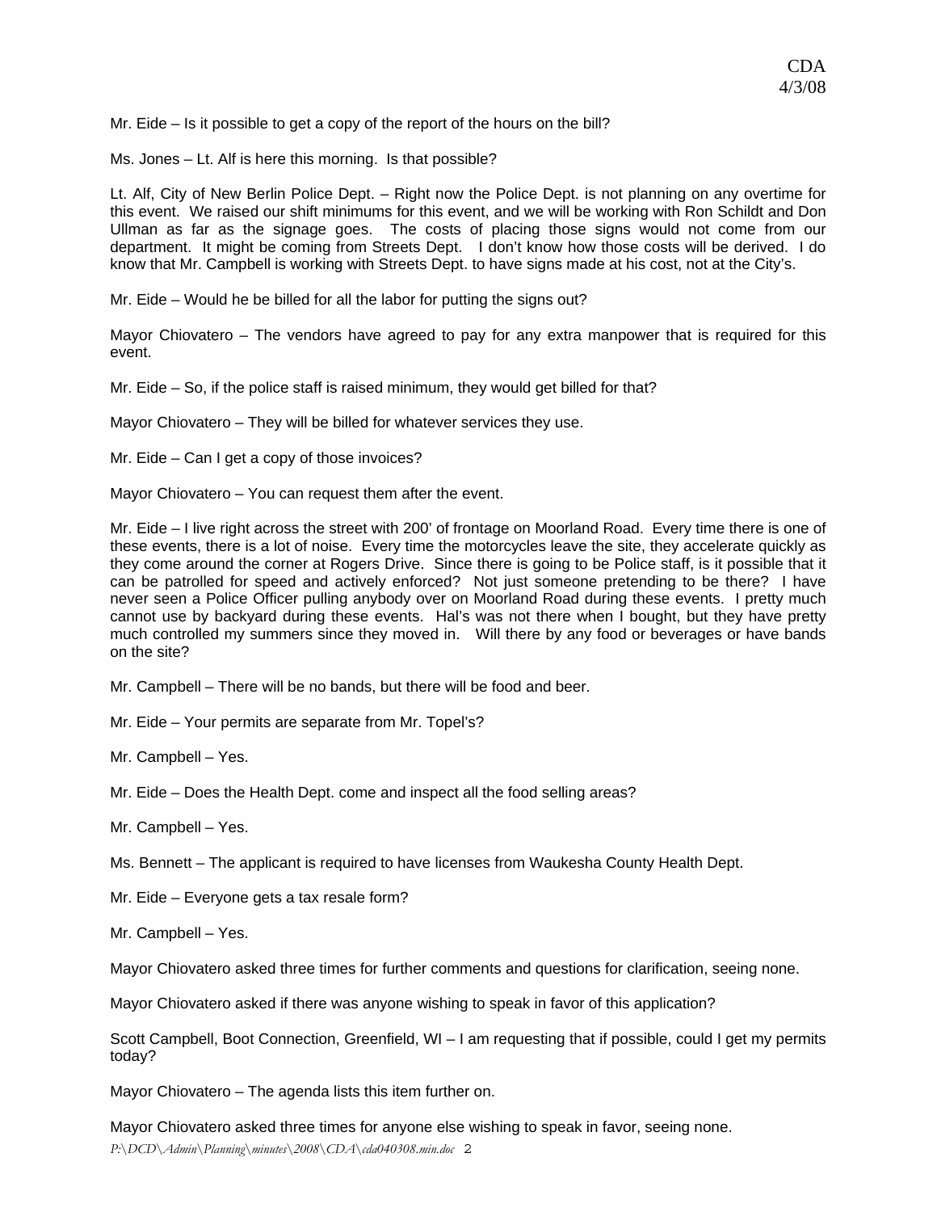Mr. Eide – Is it possible to get a copy of the report of the hours on the bill?

Ms. Jones – Lt. Alf is here this morning. Is that possible?

Lt. Alf, City of New Berlin Police Dept. – Right now the Police Dept. is not planning on any overtime for this event. We raised our shift minimums for this event, and we will be working with Ron Schildt and Don Ullman as far as the signage goes. The costs of placing those signs would not come from our department. It might be coming from Streets Dept. I don't know how those costs will be derived. I do know that Mr. Campbell is working with Streets Dept. to have signs made at his cost, not at the City's.

Mr. Eide – Would he be billed for all the labor for putting the signs out?

Mayor Chiovatero – The vendors have agreed to pay for any extra manpower that is required for this event.

Mr. Eide – So, if the police staff is raised minimum, they would get billed for that?

Mayor Chiovatero – They will be billed for whatever services they use.

Mr. Eide – Can I get a copy of those invoices?

Mayor Chiovatero – You can request them after the event.

Mr. Eide – I live right across the street with 200' of frontage on Moorland Road. Every time there is one of these events, there is a lot of noise. Every time the motorcycles leave the site, they accelerate quickly as they come around the corner at Rogers Drive. Since there is going to be Police staff, is it possible that it can be patrolled for speed and actively enforced? Not just someone pretending to be there? I have never seen a Police Officer pulling anybody over on Moorland Road during these events. I pretty much cannot use by backyard during these events. Hal's was not there when I bought, but they have pretty much controlled my summers since they moved in. Will there by any food or beverages or have bands on the site?

Mr. Campbell – There will be no bands, but there will be food and beer.

Mr. Eide – Your permits are separate from Mr. Topel's?

Mr. Campbell – Yes.

Mr. Eide – Does the Health Dept. come and inspect all the food selling areas?

Mr. Campbell – Yes.

Ms. Bennett – The applicant is required to have licenses from Waukesha County Health Dept.

Mr. Eide – Everyone gets a tax resale form?

Mr. Campbell – Yes.

Mayor Chiovatero asked three times for further comments and questions for clarification, seeing none.

Mayor Chiovatero asked if there was anyone wishing to speak in favor of this application?

Scott Campbell, Boot Connection, Greenfield, WI – I am requesting that if possible, could I get my permits today?

Mayor Chiovatero – The agenda lists this item further on.

Mayor Chiovatero asked three times for anyone else wishing to speak in favor, seeing none.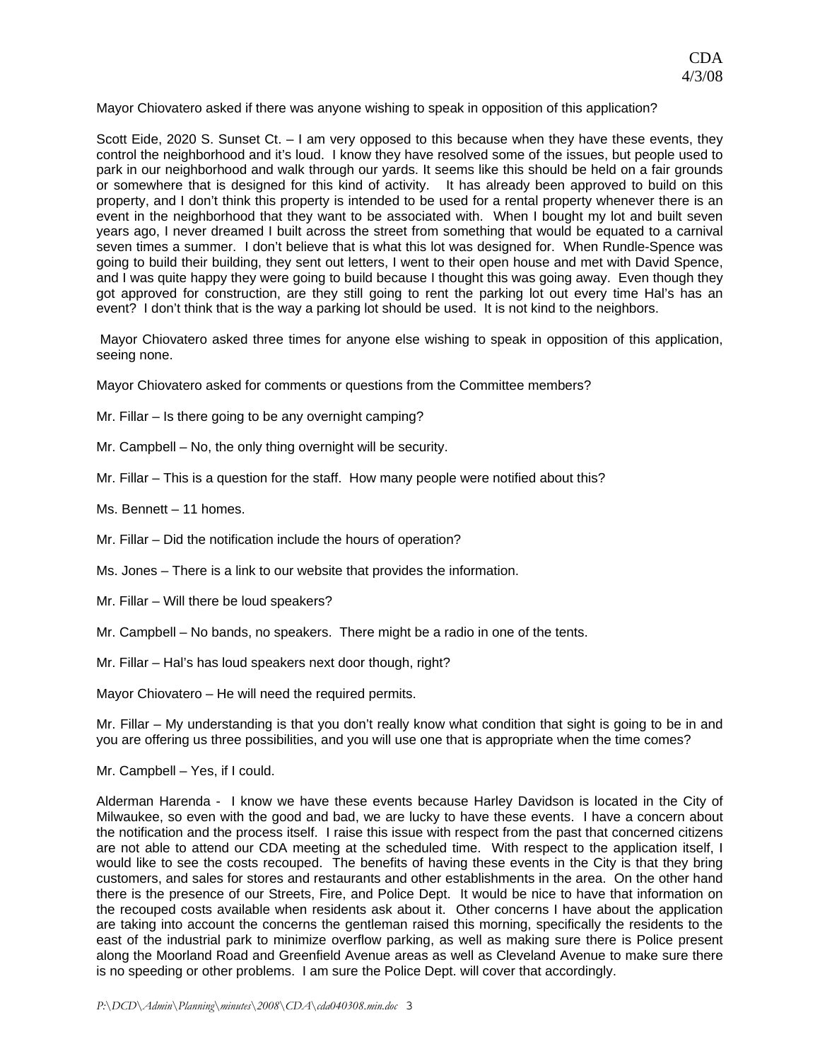Mayor Chiovatero asked if there was anyone wishing to speak in opposition of this application?

Scott Eide, 2020 S. Sunset Ct. – I am very opposed to this because when they have these events, they control the neighborhood and it's loud. I know they have resolved some of the issues, but people used to park in our neighborhood and walk through our yards. It seems like this should be held on a fair grounds or somewhere that is designed for this kind of activity. It has already been approved to build on this property, and I don't think this property is intended to be used for a rental property whenever there is an event in the neighborhood that they want to be associated with. When I bought my lot and built seven years ago, I never dreamed I built across the street from something that would be equated to a carnival seven times a summer. I don't believe that is what this lot was designed for. When Rundle-Spence was going to build their building, they sent out letters, I went to their open house and met with David Spence, and I was quite happy they were going to build because I thought this was going away. Even though they got approved for construction, are they still going to rent the parking lot out every time Hal's has an event? I don't think that is the way a parking lot should be used. It is not kind to the neighbors.

Mayor Chiovatero asked three times for anyone else wishing to speak in opposition of this application, seeing none.

Mayor Chiovatero asked for comments or questions from the Committee members?

Mr. Fillar – Is there going to be any overnight camping?

Mr. Campbell – No, the only thing overnight will be security.

Mr. Fillar – This is a question for the staff. How many people were notified about this?

Ms. Bennett – 11 homes.

Mr. Fillar – Did the notification include the hours of operation?

Ms. Jones – There is a link to our website that provides the information.

Mr. Fillar – Will there be loud speakers?

Mr. Campbell – No bands, no speakers. There might be a radio in one of the tents.

Mr. Fillar – Hal's has loud speakers next door though, right?

Mayor Chiovatero – He will need the required permits.

Mr. Fillar – My understanding is that you don't really know what condition that sight is going to be in and you are offering us three possibilities, and you will use one that is appropriate when the time comes?

Mr. Campbell – Yes, if I could.

Alderman Harenda - I know we have these events because Harley Davidson is located in the City of Milwaukee, so even with the good and bad, we are lucky to have these events. I have a concern about the notification and the process itself. I raise this issue with respect from the past that concerned citizens are not able to attend our CDA meeting at the scheduled time. With respect to the application itself, I would like to see the costs recouped. The benefits of having these events in the City is that they bring customers, and sales for stores and restaurants and other establishments in the area. On the other hand there is the presence of our Streets, Fire, and Police Dept. It would be nice to have that information on the recouped costs available when residents ask about it. Other concerns I have about the application are taking into account the concerns the gentleman raised this morning, specifically the residents to the east of the industrial park to minimize overflow parking, as well as making sure there is Police present along the Moorland Road and Greenfield Avenue areas as well as Cleveland Avenue to make sure there is no speeding or other problems. I am sure the Police Dept. will cover that accordingly.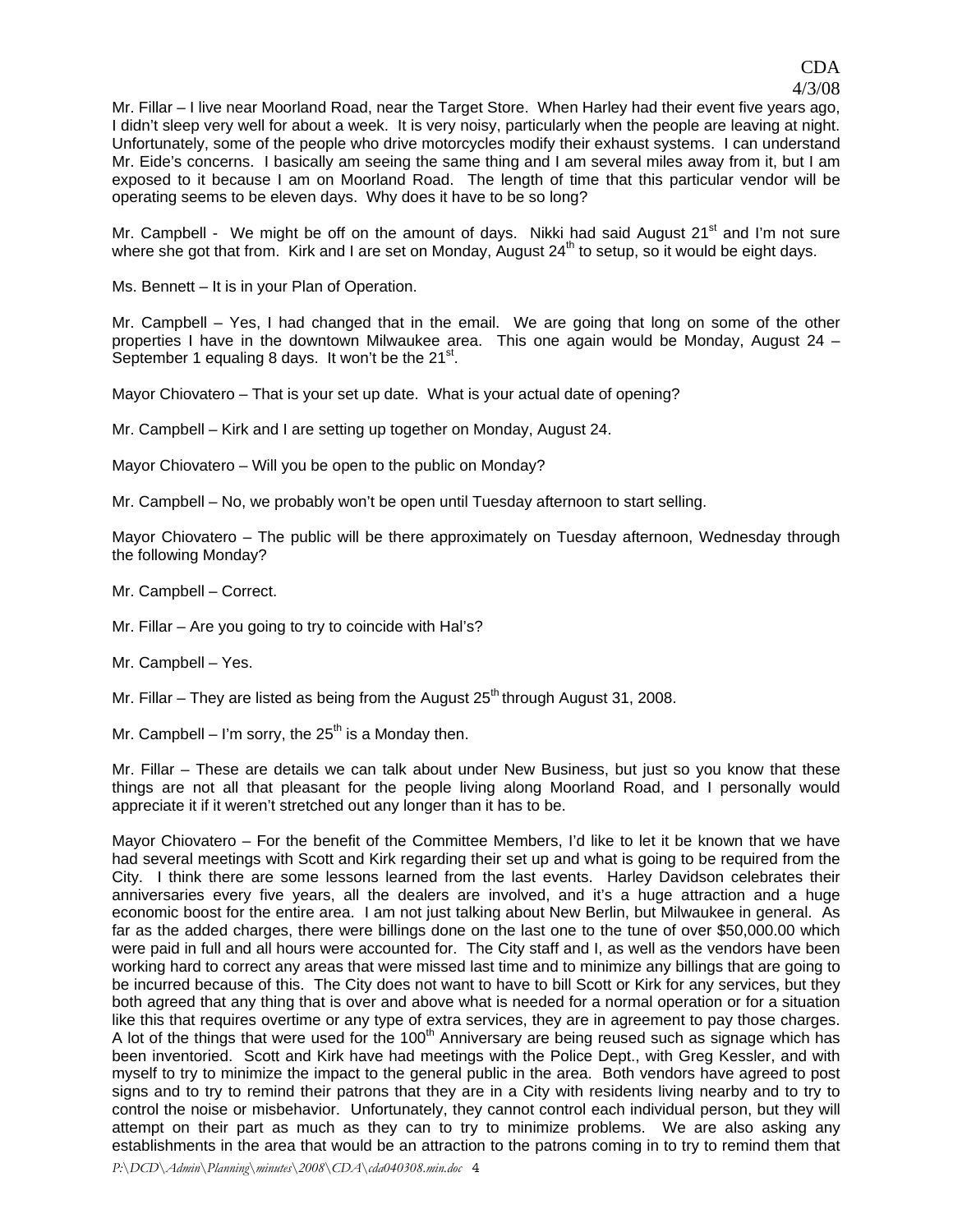Mr. Fillar – I live near Moorland Road, near the Target Store. When Harley had their event five years ago, I didn't sleep very well for about a week. It is very noisy, particularly when the people are leaving at night. Unfortunately, some of the people who drive motorcycles modify their exhaust systems. I can understand Mr. Eide's concerns. I basically am seeing the same thing and I am several miles away from it, but I am exposed to it because I am on Moorland Road. The length of time that this particular vendor will be operating seems to be eleven days. Why does it have to be so long?

Mr. Campbell - We might be off on the amount of days. Nikki had said August 21st and I'm not sure where she got that from. Kirk and I are set on Monday, August 24th to setup, so it would be eight days.

Ms. Bennett – It is in your Plan of Operation.

Mr. Campbell – Yes, I had changed that in the email. We are going that long on some of the other properties I have in the downtown Milwaukee area. This one again would be Monday, August 24 – September 1 equaling 8 days. It won't be the 21st.

Mayor Chiovatero – That is your set up date. What is your actual date of opening?

Mr. Campbell – Kirk and I are setting up together on Monday, August 24.

Mayor Chiovatero – Will you be open to the public on Monday?

Mr. Campbell – No, we probably won't be open until Tuesday afternoon to start selling.

Mayor Chiovatero – The public will be there approximately on Tuesday afternoon, Wednesday through the following Monday?

Mr. Campbell – Correct.

Mr. Fillar – Are you going to try to coincide with Hal's?

Mr. Campbell – Yes.

Mr. Fillar – They are listed as being from the August 25th through August 31, 2008.

Mr. Campbell – I'm sorry, the 25th is a Monday then.

Mr. Fillar – These are details we can talk about under New Business, but just so you know that these things are not all that pleasant for the people living along Moorland Road, and I personally would appreciate it if it weren't stretched out any longer than it has to be.

Mayor Chiovatero – For the benefit of the Committee Members, I'd like to let it be known that we have had several meetings with Scott and Kirk regarding their set up and what is going to be required from the City. I think there are some lessons learned from the last events. Harley Davidson celebrates their anniversaries every five years, all the dealers are involved, and it's a huge attraction and a huge economic boost for the entire area. I am not just talking about New Berlin, but Milwaukee in general. As far as the added charges, there were billings done on the last one to the tune of over $50,000.00 which were paid in full and all hours were accounted for. The City staff and I, as well as the vendors have been working hard to correct any areas that were missed last time and to minimize any billings that are going to be incurred because of this. The City does not want to have to bill Scott or Kirk for any services, but they both agreed that any thing that is over and above what is needed for a normal operation or for a situation like this that requires overtime or any type of extra services, they are in agreement to pay those charges. A lot of the things that were used for the 100th Anniversary are being reused such as signage which has been inventoried. Scott and Kirk have had meetings with the Police Dept., with Greg Kessler, and with myself to try to minimize the impact to the general public in the area. Both vendors have agreed to post signs and to try to remind their patrons that they are in a City with residents living nearby and to try to control the noise or misbehavior. Unfortunately, they cannot control each individual person, but they will attempt on their part as much as they can to try to minimize problems. We are also asking any establishments in the area that would be an attraction to the patrons coming in to try to remind them that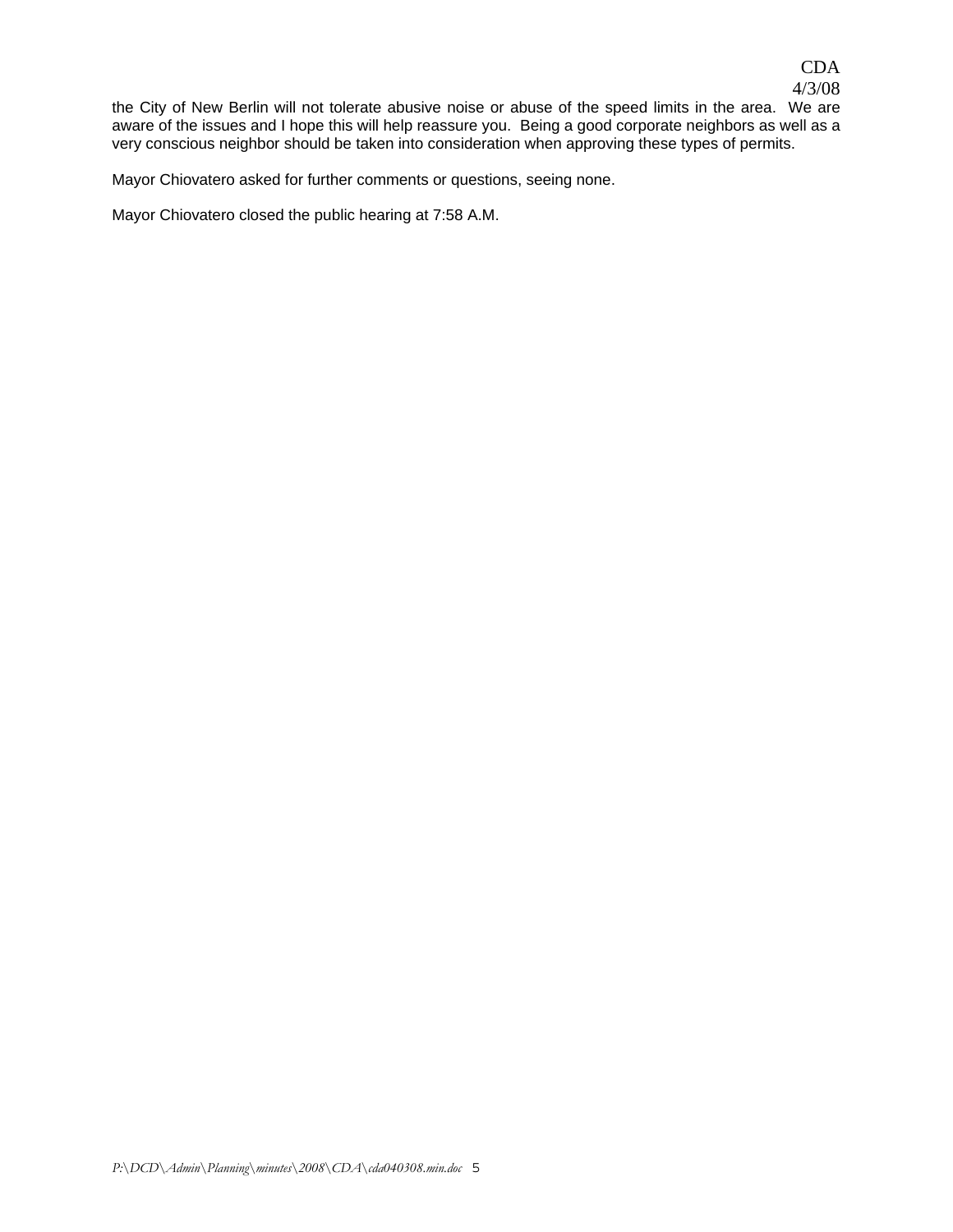the City of New Berlin will not tolerate abusive noise or abuse of the speed limits in the area. We are aware of the issues and I hope this will help reassure you. Being a good corporate neighbors as well as a very conscious neighbor should be taken into consideration when approving these types of permits.

Mayor Chiovatero asked for further comments or questions, seeing none.

Mayor Chiovatero closed the public hearing at 7:58 A.M.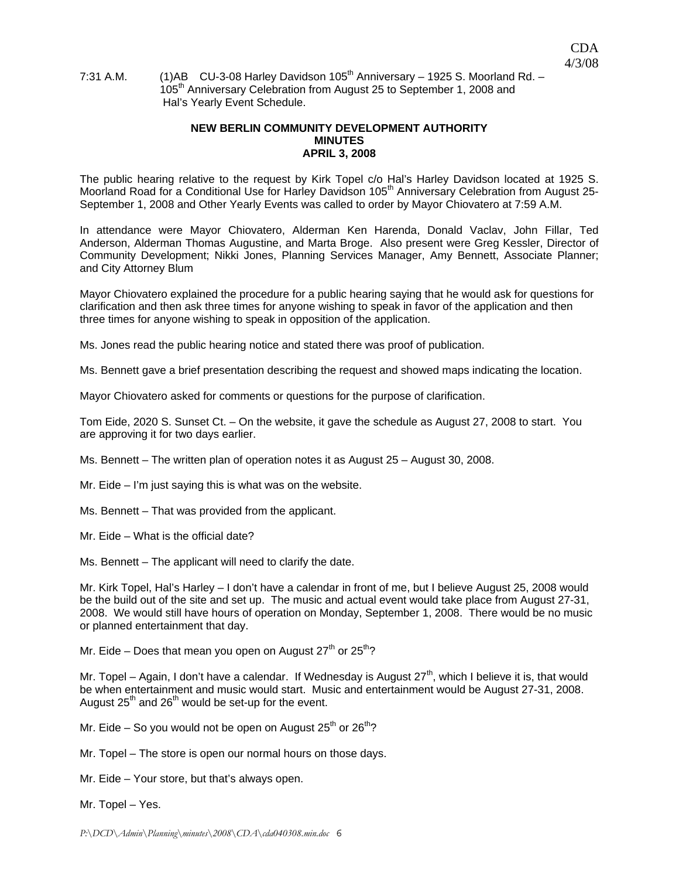7:31 A.M. (1)AB CU-3-08 Harley Davidson 105th Anniversary – 1925 S. Moorland Rd. – 105th Anniversary Celebration from August 25 to September 1, 2008 and Hal's Yearly Event Schedule.

**NEW BERLIN COMMUNITY DEVELOPMENT AUTHORITY**
**MINUTES**
**APRIL 3, 2008**

The public hearing relative to the request by Kirk Topel c/o Hal's Harley Davidson located at 1925 S. Moorland Road for a Conditional Use for Harley Davidson 105th Anniversary Celebration from August 25-September 1, 2008 and Other Yearly Events was called to order by Mayor Chiovatero at 7:59 A.M.

In attendance were Mayor Chiovatero, Alderman Ken Harenda, Donald Vaclav, John Fillar, Ted Anderson, Alderman Thomas Augustine, and Marta Broge. Also present were Greg Kessler, Director of Community Development; Nikki Jones, Planning Services Manager, Amy Bennett, Associate Planner; and City Attorney Blum

Mayor Chiovatero explained the procedure for a public hearing saying that he would ask for questions for clarification and then ask three times for anyone wishing to speak in favor of the application and then three times for anyone wishing to speak in opposition of the application.

Ms. Jones read the public hearing notice and stated there was proof of publication.

Ms. Bennett gave a brief presentation describing the request and showed maps indicating the location.

Mayor Chiovatero asked for comments or questions for the purpose of clarification.

Tom Eide, 2020 S. Sunset Ct. – On the website, it gave the schedule as August 27, 2008 to start. You are approving it for two days earlier.

Ms. Bennett – The written plan of operation notes it as August 25 – August 30, 2008.

Mr. Eide – I'm just saying this is what was on the website.

Ms. Bennett – That was provided from the applicant.

Mr. Eide – What is the official date?

Ms. Bennett – The applicant will need to clarify the date.

Mr. Kirk Topel, Hal's Harley – I don't have a calendar in front of me, but I believe August 25, 2008 would be the build out of the site and set up. The music and actual event would take place from August 27-31, 2008. We would still have hours of operation on Monday, September 1, 2008. There would be no music or planned entertainment that day.

Mr. Eide – Does that mean you open on August 27th or 25th?

Mr. Topel – Again, I don't have a calendar. If Wednesday is August 27th, which I believe it is, that would be when entertainment and music would start. Music and entertainment would be August 27-31, 2008. August 25th and 26th would be set-up for the event.

Mr. Eide – So you would not be open on August 25th or 26th?

Mr. Topel – The store is open our normal hours on those days.

Mr. Eide – Your store, but that's always open.

Mr. Topel – Yes.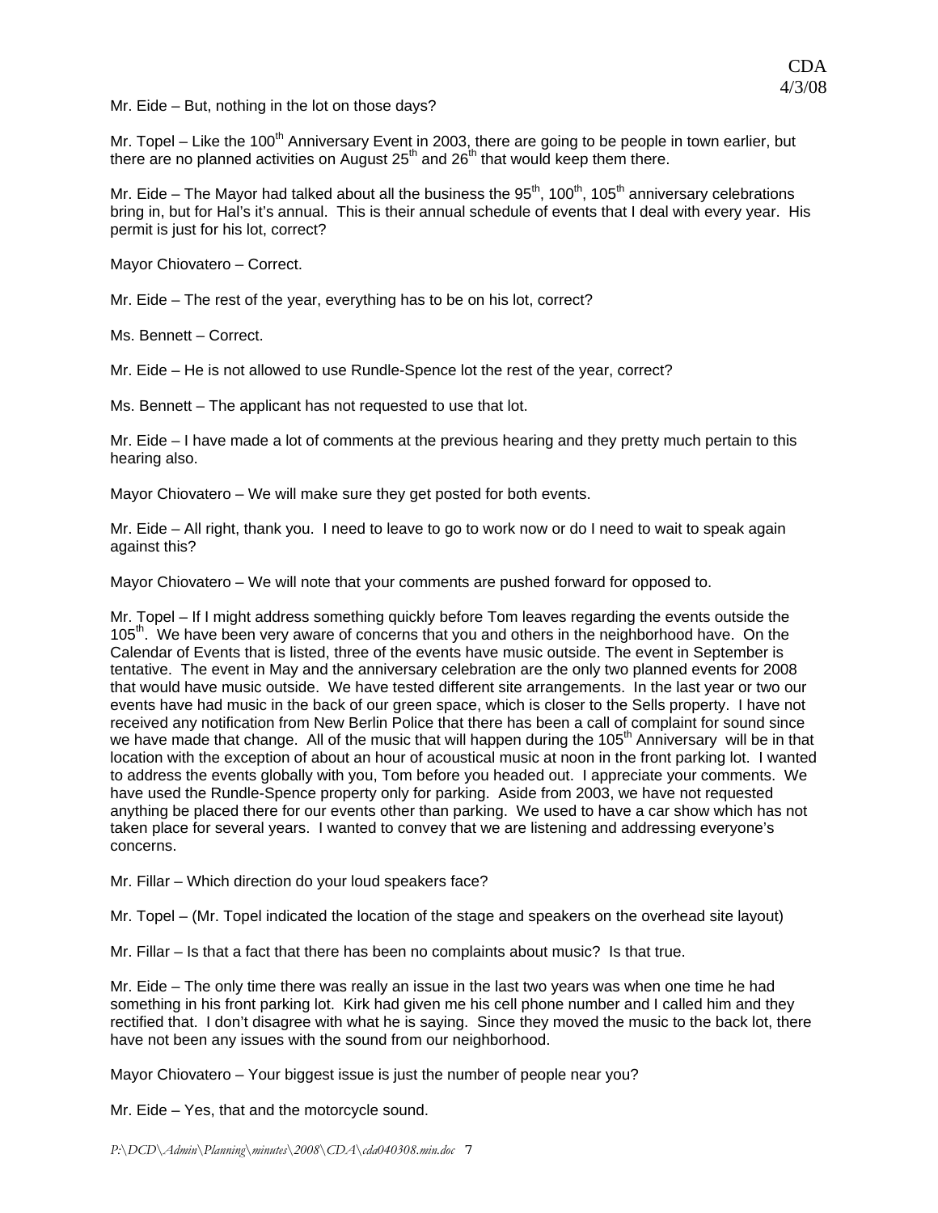Mr. Eide – But, nothing in the lot on those days?

Mr. Topel – Like the 100th Anniversary Event in 2003, there are going to be people in town earlier, but there are no planned activities on August 25th and 26th that would keep them there.

Mr. Eide – The Mayor had talked about all the business the 95th, 100th, 105th anniversary celebrations bring in, but for Hal's it's annual. This is their annual schedule of events that I deal with every year. His permit is just for his lot, correct?

Mayor Chiovatero – Correct.

Mr. Eide – The rest of the year, everything has to be on his lot, correct?

Ms. Bennett – Correct.

Mr. Eide – He is not allowed to use Rundle-Spence lot the rest of the year, correct?

Ms. Bennett – The applicant has not requested to use that lot.

Mr. Eide – I have made a lot of comments at the previous hearing and they pretty much pertain to this hearing also.

Mayor Chiovatero – We will make sure they get posted for both events.

Mr. Eide – All right, thank you. I need to leave to go to work now or do I need to wait to speak again against this?

Mayor Chiovatero – We will note that your comments are pushed forward for opposed to.

Mr. Topel – If I might address something quickly before Tom leaves regarding the events outside the 105th. We have been very aware of concerns that you and others in the neighborhood have. On the Calendar of Events that is listed, three of the events have music outside. The event in September is tentative. The event in May and the anniversary celebration are the only two planned events for 2008 that would have music outside. We have tested different site arrangements. In the last year or two our events have had music in the back of our green space, which is closer to the Sells property. I have not received any notification from New Berlin Police that there has been a call of complaint for sound since we have made that change. All of the music that will happen during the 105th Anniversary will be in that location with the exception of about an hour of acoustical music at noon in the front parking lot. I wanted to address the events globally with you, Tom before you headed out. I appreciate your comments. We have used the Rundle-Spence property only for parking. Aside from 2003, we have not requested anything be placed there for our events other than parking. We used to have a car show which has not taken place for several years. I wanted to convey that we are listening and addressing everyone's concerns.

Mr. Fillar – Which direction do your loud speakers face?

Mr. Topel – (Mr. Topel indicated the location of the stage and speakers on the overhead site layout)

Mr. Fillar – Is that a fact that there has been no complaints about music? Is that true.

Mr. Eide – The only time there was really an issue in the last two years was when one time he had something in his front parking lot. Kirk had given me his cell phone number and I called him and they rectified that. I don't disagree with what he is saying. Since they moved the music to the back lot, there have not been any issues with the sound from our neighborhood.

Mayor Chiovatero – Your biggest issue is just the number of people near you?

Mr. Eide – Yes, that and the motorcycle sound.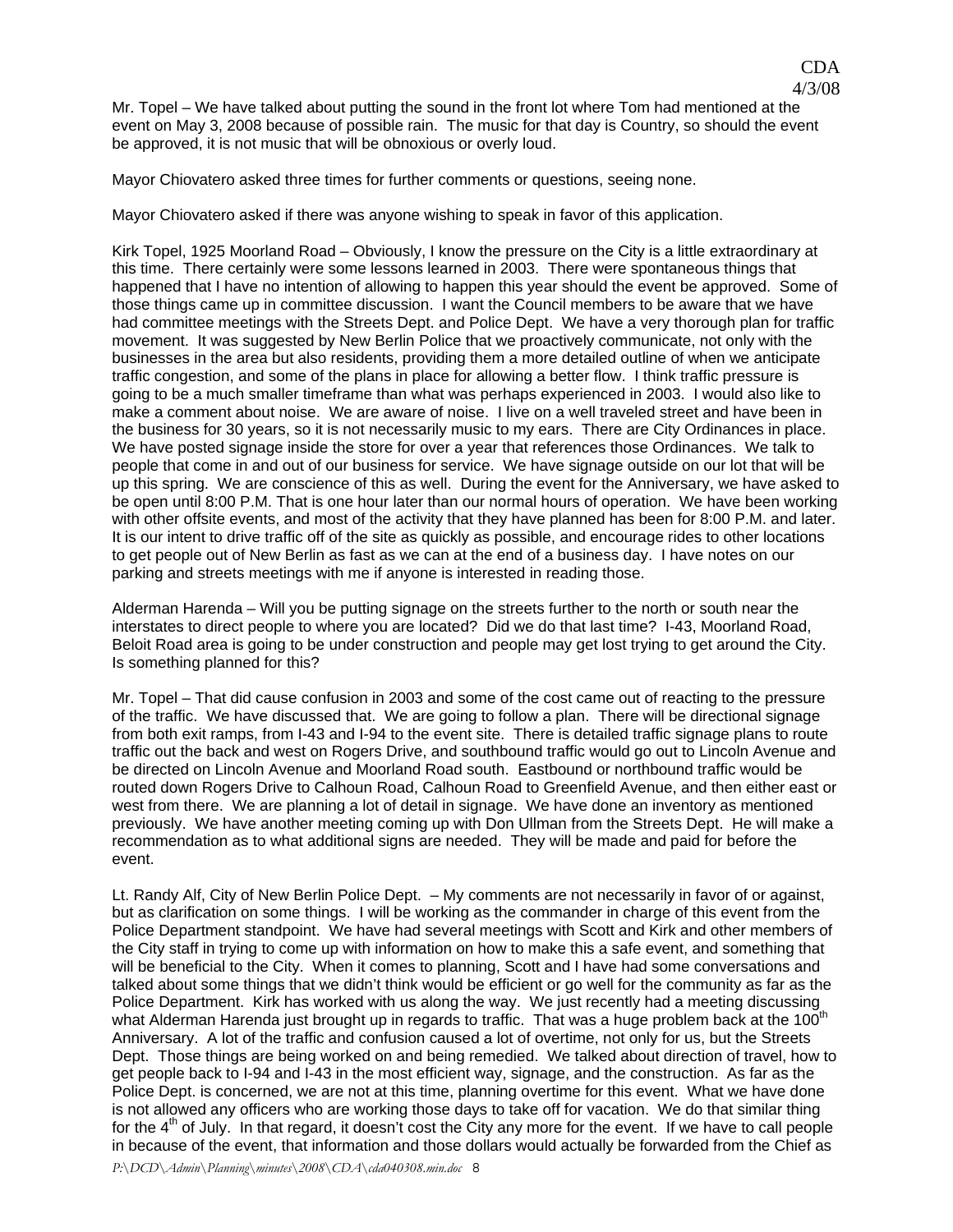Mr. Topel – We have talked about putting the sound in the front lot where Tom had mentioned at the event on May 3, 2008 because of possible rain. The music for that day is Country, so should the event be approved, it is not music that will be obnoxious or overly loud.

Mayor Chiovatero asked three times for further comments or questions, seeing none.

Mayor Chiovatero asked if there was anyone wishing to speak in favor of this application.

Kirk Topel, 1925 Moorland Road – Obviously, I know the pressure on the City is a little extraordinary at this time. There certainly were some lessons learned in 2003. There were spontaneous things that happened that I have no intention of allowing to happen this year should the event be approved. Some of those things came up in committee discussion. I want the Council members to be aware that we have had committee meetings with the Streets Dept. and Police Dept. We have a very thorough plan for traffic movement. It was suggested by New Berlin Police that we proactively communicate, not only with the businesses in the area but also residents, providing them a more detailed outline of when we anticipate traffic congestion, and some of the plans in place for allowing a better flow. I think traffic pressure is going to be a much smaller timeframe than what was perhaps experienced in 2003. I would also like to make a comment about noise. We are aware of noise. I live on a well traveled street and have been in the business for 30 years, so it is not necessarily music to my ears. There are City Ordinances in place. We have posted signage inside the store for over a year that references those Ordinances. We talk to people that come in and out of our business for service. We have signage outside on our lot that will be up this spring. We are conscience of this as well. During the event for the Anniversary, we have asked to be open until 8:00 P.M. That is one hour later than our normal hours of operation. We have been working with other offsite events, and most of the activity that they have planned has been for 8:00 P.M. and later. It is our intent to drive traffic off of the site as quickly as possible, and encourage rides to other locations to get people out of New Berlin as fast as we can at the end of a business day. I have notes on our parking and streets meetings with me if anyone is interested in reading those.

Alderman Harenda – Will you be putting signage on the streets further to the north or south near the interstates to direct people to where you are located? Did we do that last time? I-43, Moorland Road, Beloit Road area is going to be under construction and people may get lost trying to get around the City. Is something planned for this?

Mr. Topel – That did cause confusion in 2003 and some of the cost came out of reacting to the pressure of the traffic. We have discussed that. We are going to follow a plan. There will be directional signage from both exit ramps, from I-43 and I-94 to the event site. There is detailed traffic signage plans to route traffic out the back and west on Rogers Drive, and southbound traffic would go out to Lincoln Avenue and be directed on Lincoln Avenue and Moorland Road south. Eastbound or northbound traffic would be routed down Rogers Drive to Calhoun Road, Calhoun Road to Greenfield Avenue, and then either east or west from there. We are planning a lot of detail in signage. We have done an inventory as mentioned previously. We have another meeting coming up with Don Ullman from the Streets Dept. He will make a recommendation as to what additional signs are needed. They will be made and paid for before the event.

Lt. Randy Alf, City of New Berlin Police Dept. – My comments are not necessarily in favor of or against, but as clarification on some things. I will be working as the commander in charge of this event from the Police Department standpoint. We have had several meetings with Scott and Kirk and other members of the City staff in trying to come up with information on how to make this a safe event, and something that will be beneficial to the City. When it comes to planning, Scott and I have had some conversations and talked about some things that we didn't think would be efficient or go well for the community as far as the Police Department. Kirk has worked with us along the way. We just recently had a meeting discussing what Alderman Harenda just brought up in regards to traffic. That was a huge problem back at the 100th Anniversary. A lot of the traffic and confusion caused a lot of overtime, not only for us, but the Streets Dept. Those things are being worked on and being remedied. We talked about direction of travel, how to get people back to I-94 and I-43 in the most efficient way, signage, and the construction. As far as the Police Dept. is concerned, we are not at this time, planning overtime for this event. What we have done is not allowed any officers who are working those days to take off for vacation. We do that similar thing for the 4th of July. In that regard, it doesn't cost the City any more for the event. If we have to call people in because of the event, that information and those dollars would actually be forwarded from the Chief as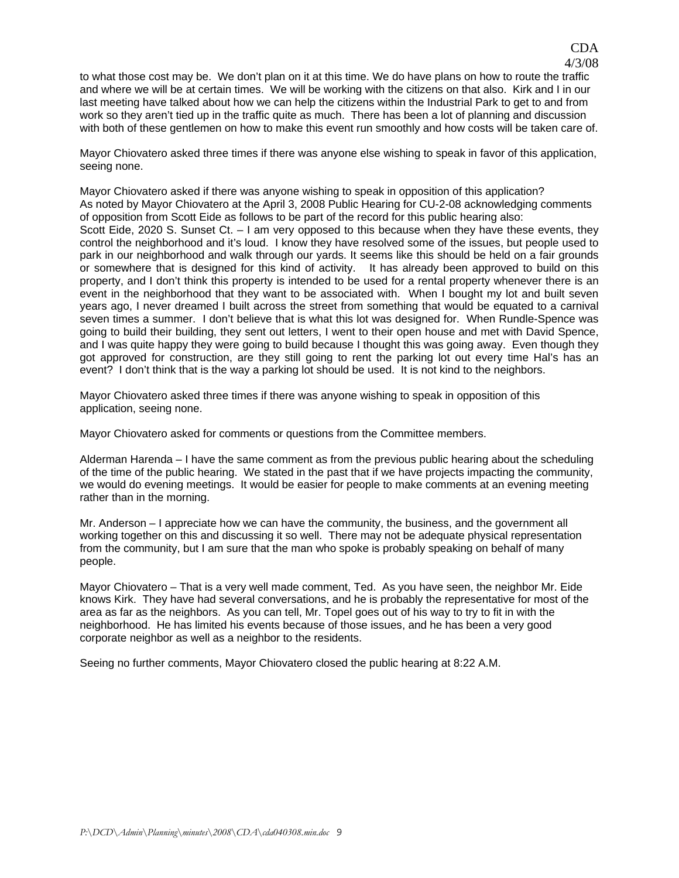to what those cost may be. We don't plan on it at this time. We do have plans on how to route the traffic and where we will be at certain times. We will be working with the citizens on that also. Kirk and I in our last meeting have talked about how we can help the citizens within the Industrial Park to get to and from work so they aren't tied up in the traffic quite as much. There has been a lot of planning and discussion with both of these gentlemen on how to make this event run smoothly and how costs will be taken care of.

Mayor Chiovatero asked three times if there was anyone else wishing to speak in favor of this application, seeing none.

Mayor Chiovatero asked if there was anyone wishing to speak in opposition of this application?
As noted by Mayor Chiovatero at the April 3, 2008 Public Hearing for CU-2-08 acknowledging comments of opposition from Scott Eide as follows to be part of the record for this public hearing also:
Scott Eide, 2020 S. Sunset Ct. – I am very opposed to this because when they have these events, they control the neighborhood and it's loud. I know they have resolved some of the issues, but people used to park in our neighborhood and walk through our yards. It seems like this should be held on a fair grounds or somewhere that is designed for this kind of activity. It has already been approved to build on this property, and I don't think this property is intended to be used for a rental property whenever there is an event in the neighborhood that they want to be associated with. When I bought my lot and built seven years ago, I never dreamed I built across the street from something that would be equated to a carnival seven times a summer. I don't believe that is what this lot was designed for. When Rundle-Spence was going to build their building, they sent out letters, I went to their open house and met with David Spence, and I was quite happy they were going to build because I thought this was going away. Even though they got approved for construction, are they still going to rent the parking lot out every time Hal's has an event? I don't think that is the way a parking lot should be used. It is not kind to the neighbors.

Mayor Chiovatero asked three times if there was anyone wishing to speak in opposition of this application, seeing none.

Mayor Chiovatero asked for comments or questions from the Committee members.

Alderman Harenda – I have the same comment as from the previous public hearing about the scheduling of the time of the public hearing. We stated in the past that if we have projects impacting the community, we would do evening meetings. It would be easier for people to make comments at an evening meeting rather than in the morning.

Mr. Anderson – I appreciate how we can have the community, the business, and the government all working together on this and discussing it so well. There may not be adequate physical representation from the community, but I am sure that the man who spoke is probably speaking on behalf of many people.

Mayor Chiovatero – That is a very well made comment, Ted. As you have seen, the neighbor Mr. Eide knows Kirk. They have had several conversations, and he is probably the representative for most of the area as far as the neighbors. As you can tell, Mr. Topel goes out of his way to try to fit in with the neighborhood. He has limited his events because of those issues, and he has been a very good corporate neighbor as well as a neighbor to the residents.

Seeing no further comments, Mayor Chiovatero closed the public hearing at 8:22 A.M.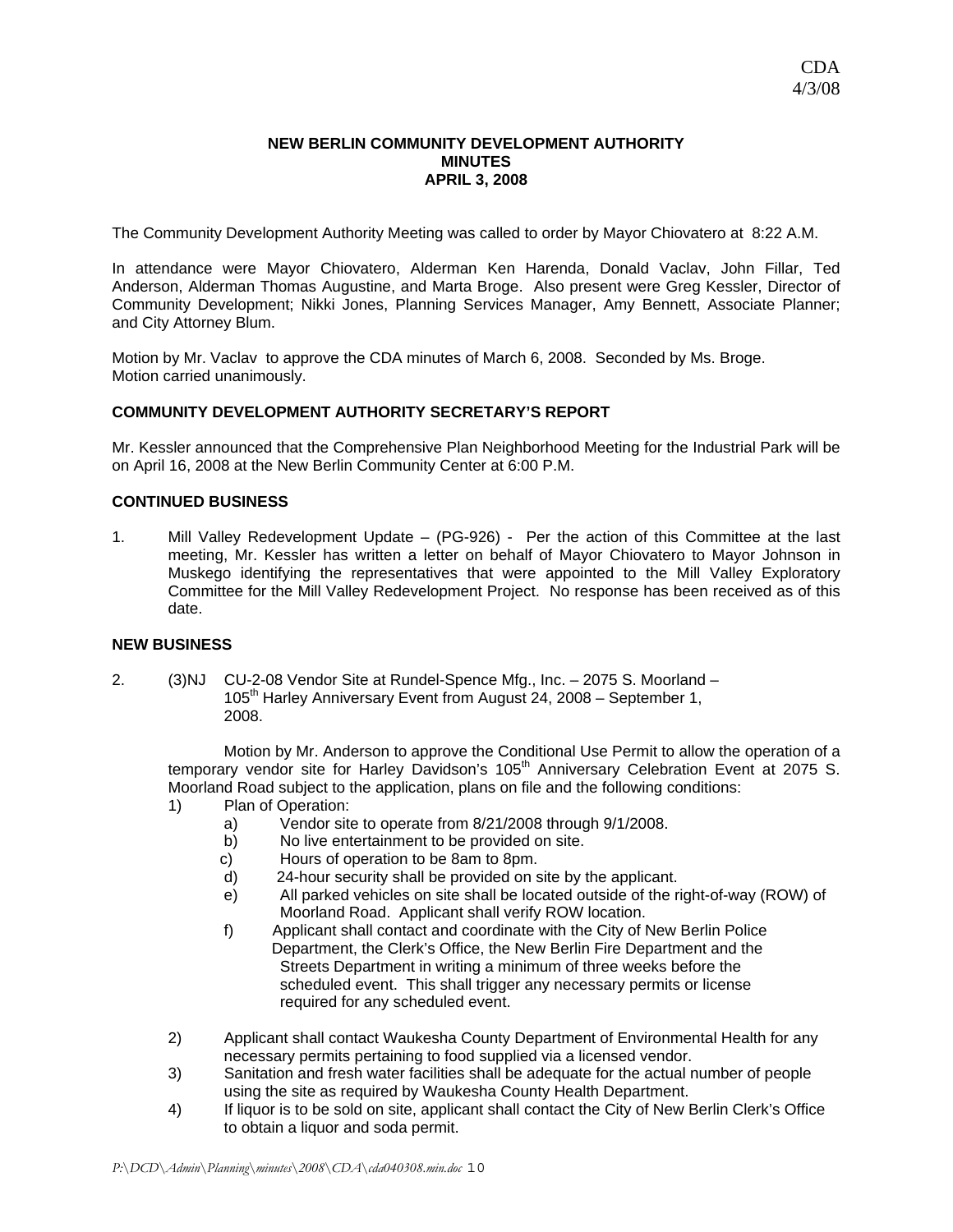CDA
4/3/08

**NEW BERLIN COMMUNITY DEVELOPMENT AUTHORITY**
**MINUTES**
**APRIL 3, 2008**

The Community Development Authority Meeting was called to order by Mayor Chiovatero at 8:22 A.M.

In attendance were Mayor Chiovatero, Alderman Ken Harenda, Donald Vaclav, John Fillar, Ted Anderson, Alderman Thomas Augustine, and Marta Broge. Also present were Greg Kessler, Director of Community Development; Nikki Jones, Planning Services Manager, Amy Bennett, Associate Planner; and City Attorney Blum.

Motion by Mr. Vaclav to approve the CDA minutes of March 6, 2008. Seconded by Ms. Broge. Motion carried unanimously.

**COMMUNITY DEVELOPMENT AUTHORITY SECRETARY'S REPORT**

Mr. Kessler announced that the Comprehensive Plan Neighborhood Meeting for the Industrial Park will be on April 16, 2008 at the New Berlin Community Center at 6:00 P.M.

**CONTINUED BUSINESS**

1. Mill Valley Redevelopment Update – (PG-926) - Per the action of this Committee at the last meeting, Mr. Kessler has written a letter on behalf of Mayor Chiovatero to Mayor Johnson in Muskego identifying the representatives that were appointed to the Mill Valley Exploratory Committee for the Mill Valley Redevelopment Project. No response has been received as of this date.

**NEW BUSINESS**

2. (3)NJ CU-2-08 Vendor Site at Rundel-Spence Mfg., Inc. – 2075 S. Moorland – 105th Harley Anniversary Event from August 24, 2008 – September 1, 2008.

Motion by Mr. Anderson to approve the Conditional Use Permit to allow the operation of a temporary vendor site for Harley Davidson's 105th Anniversary Celebration Event at 2075 S. Moorland Road subject to the application, plans on file and the following conditions:

1) Plan of Operation:
   a) Vendor site to operate from 8/21/2008 through 9/1/2008.
   b) No live entertainment to be provided on site.
   c) Hours of operation to be 8am to 8pm.
   d) 24-hour security shall be provided on site by the applicant.
   e) All parked vehicles on site shall be located outside of the right-of-way (ROW) of Moorland Road. Applicant shall verify ROW location.
   f) Applicant shall contact and coordinate with the City of New Berlin Police Department, the Clerk's Office, the New Berlin Fire Department and the Streets Department in writing a minimum of three weeks before the scheduled event. This shall trigger any necessary permits or license required for any scheduled event.

2) Applicant shall contact Waukesha County Department of Environmental Health for any necessary permits pertaining to food supplied via a licensed vendor.
3) Sanitation and fresh water facilities shall be adequate for the actual number of people using the site as required by Waukesha County Health Department.
4) If liquor is to be sold on site, applicant shall contact the City of New Berlin Clerk's Office to obtain a liquor and soda permit.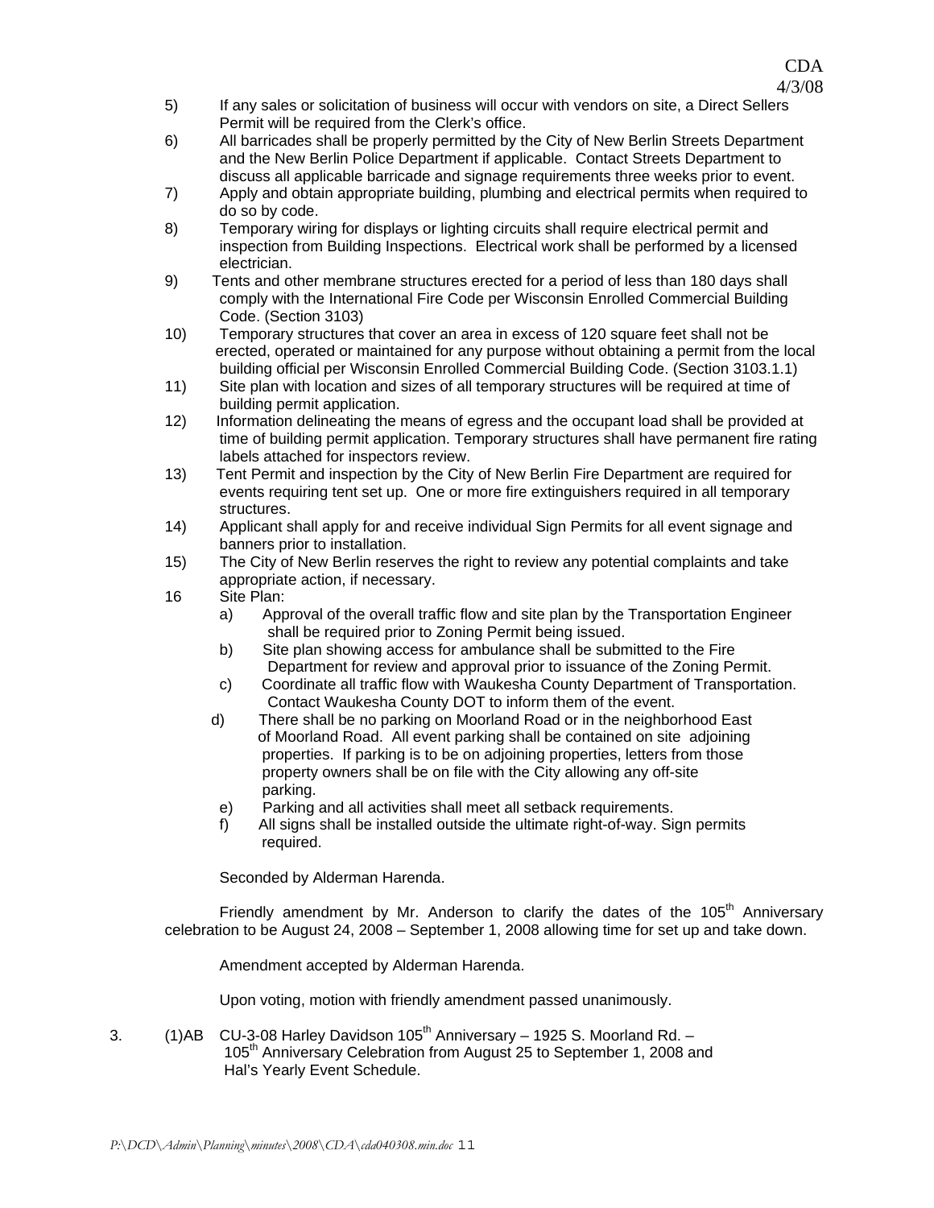5) If any sales or solicitation of business will occur with vendors on site, a Direct Sellers Permit will be required from the Clerk's office.

6) All barricades shall be properly permitted by the City of New Berlin Streets Department and the New Berlin Police Department if applicable. Contact Streets Department to discuss all applicable barricade and signage requirements three weeks prior to event.

7) Apply and obtain appropriate building, plumbing and electrical permits when required to do so by code.

8) Temporary wiring for displays or lighting circuits shall require electrical permit and inspection from Building Inspections. Electrical work shall be performed by a licensed electrician.

9) Tents and other membrane structures erected for a period of less than 180 days shall comply with the International Fire Code per Wisconsin Enrolled Commercial Building Code. (Section 3103)

10) Temporary structures that cover an area in excess of 120 square feet shall not be erected, operated or maintained for any purpose without obtaining a permit from the local building official per Wisconsin Enrolled Commercial Building Code. (Section 3103.1.1)

11) Site plan with location and sizes of all temporary structures will be required at time of building permit application.

12) Information delineating the means of egress and the occupant load shall be provided at time of building permit application. Temporary structures shall have permanent fire rating labels attached for inspectors review.

13) Tent Permit and inspection by the City of New Berlin Fire Department are required for events requiring tent set up. One or more fire extinguishers required in all temporary structures.

14) Applicant shall apply for and receive individual Sign Permits for all event signage and banners prior to installation.

15) The City of New Berlin reserves the right to review any potential complaints and take appropriate action, if necessary.

16 Site Plan:

   a) Approval of the overall traffic flow and site plan by the Transportation Engineer shall be required prior to Zoning Permit being issued.
   b) Site plan showing access for ambulance shall be submitted to the Fire Department for review and approval prior to issuance of the Zoning Permit.
   c) Coordinate all traffic flow with Waukesha County Department of Transportation. Contact Waukesha County DOT to inform them of the event.
   d) There shall be no parking on Moorland Road or in the neighborhood East of Moorland Road. All event parking shall be contained on site adjoining properties. If parking is to be on adjoining properties, letters from those property owners shall be on file with the City allowing any off-site parking.
   e) Parking and all activities shall meet all setback requirements.
   f) All signs shall be installed outside the ultimate right-of-way. Sign permits required.

Seconded by Alderman Harenda.

Friendly amendment by Mr. Anderson to clarify the dates of the 105th Anniversary celebration to be August 24, 2008 – September 1, 2008 allowing time for set up and take down.

Amendment accepted by Alderman Harenda.

Upon voting, motion with friendly amendment passed unanimously.

3. (1)AB CU-3-08 Harley Davidson 105th Anniversary – 1925 S. Moorland Rd. – 105th Anniversary Celebration from August 25 to September 1, 2008 and Hal's Yearly Event Schedule.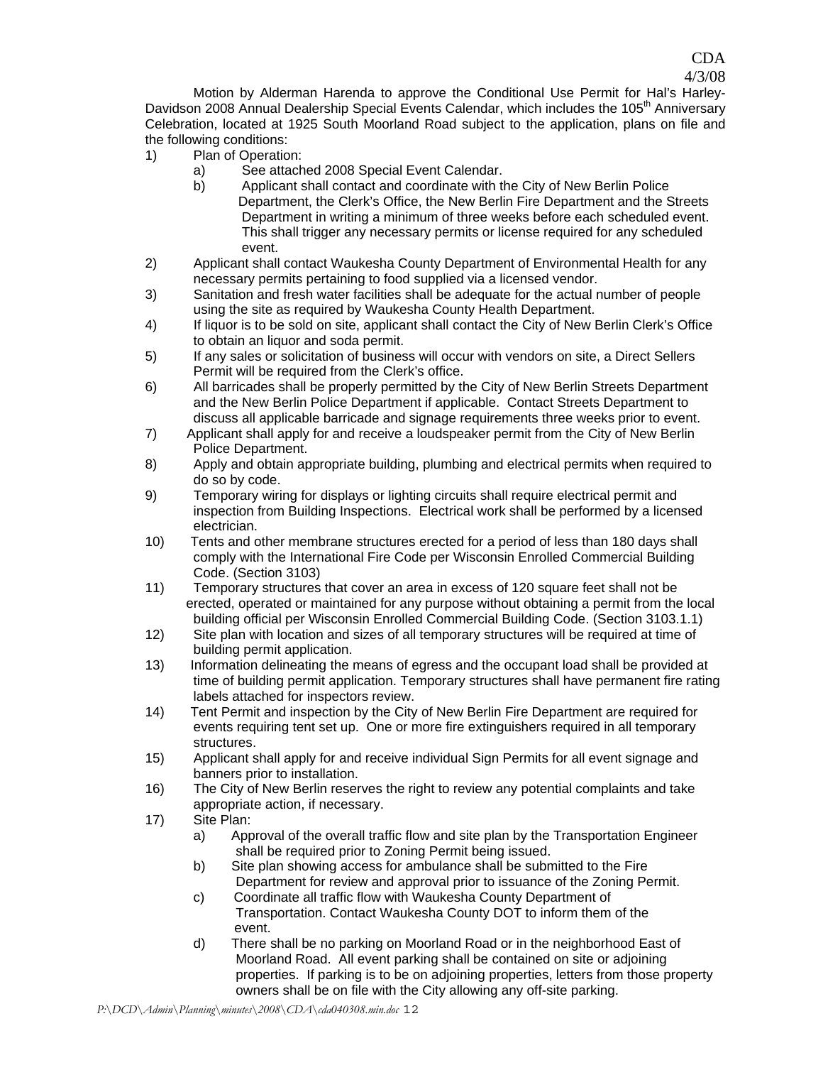Motion by Alderman Harenda to approve the Conditional Use Permit for Hal's Harley-Davidson 2008 Annual Dealership Special Events Calendar, which includes the 105th Anniversary Celebration, located at 1925 South Moorland Road subject to the application, plans on file and the following conditions:

1) Plan of Operation:
   a) See attached 2008 Special Event Calendar.
   b) Applicant shall contact and coordinate with the City of New Berlin Police Department, the Clerk's Office, the New Berlin Fire Department and the Streets Department in writing a minimum of three weeks before each scheduled event. This shall trigger any necessary permits or license required for any scheduled event.
2) Applicant shall contact Waukesha County Department of Environmental Health for any necessary permits pertaining to food supplied via a licensed vendor.
3) Sanitation and fresh water facilities shall be adequate for the actual number of people using the site as required by Waukesha County Health Department.
4) If liquor is to be sold on site, applicant shall contact the City of New Berlin Clerk's Office to obtain an liquor and soda permit.
5) If any sales or solicitation of business will occur with vendors on site, a Direct Sellers Permit will be required from the Clerk's office.
6) All barricades shall be properly permitted by the City of New Berlin Streets Department and the New Berlin Police Department if applicable. Contact Streets Department to discuss all applicable barricade and signage requirements three weeks prior to event.
7) Applicant shall apply for and receive a loudspeaker permit from the City of New Berlin Police Department.
8) Apply and obtain appropriate building, plumbing and electrical permits when required to do so by code.
9) Temporary wiring for displays or lighting circuits shall require electrical permit and inspection from Building Inspections. Electrical work shall be performed by a licensed electrician.
10) Tents and other membrane structures erected for a period of less than 180 days shall comply with the International Fire Code per Wisconsin Enrolled Commercial Building Code. (Section 3103)
11) Temporary structures that cover an area in excess of 120 square feet shall not be erected, operated or maintained for any purpose without obtaining a permit from the local building official per Wisconsin Enrolled Commercial Building Code. (Section 3103.1.1)
12) Site plan with location and sizes of all temporary structures will be required at time of building permit application.
13) Information delineating the means of egress and the occupant load shall be provided at time of building permit application. Temporary structures shall have permanent fire rating labels attached for inspectors review.
14) Tent Permit and inspection by the City of New Berlin Fire Department are required for events requiring tent set up. One or more fire extinguishers required in all temporary structures.
15) Applicant shall apply for and receive individual Sign Permits for all event signage and banners prior to installation.
16) The City of New Berlin reserves the right to review any potential complaints and take appropriate action, if necessary.
17) Site Plan:
   a) Approval of the overall traffic flow and site plan by the Transportation Engineer shall be required prior to Zoning Permit being issued.
   b) Site plan showing access for ambulance shall be submitted to the Fire Department for review and approval prior to issuance of the Zoning Permit.
   c) Coordinate all traffic flow with Waukesha County Department of Transportation. Contact Waukesha County DOT to inform them of the event.
   d) There shall be no parking on Moorland Road or in the neighborhood East of Moorland Road. All event parking shall be contained on site or adjoining properties. If parking is to be on adjoining properties, letters from those property owners shall be on file with the City allowing any off-site parking.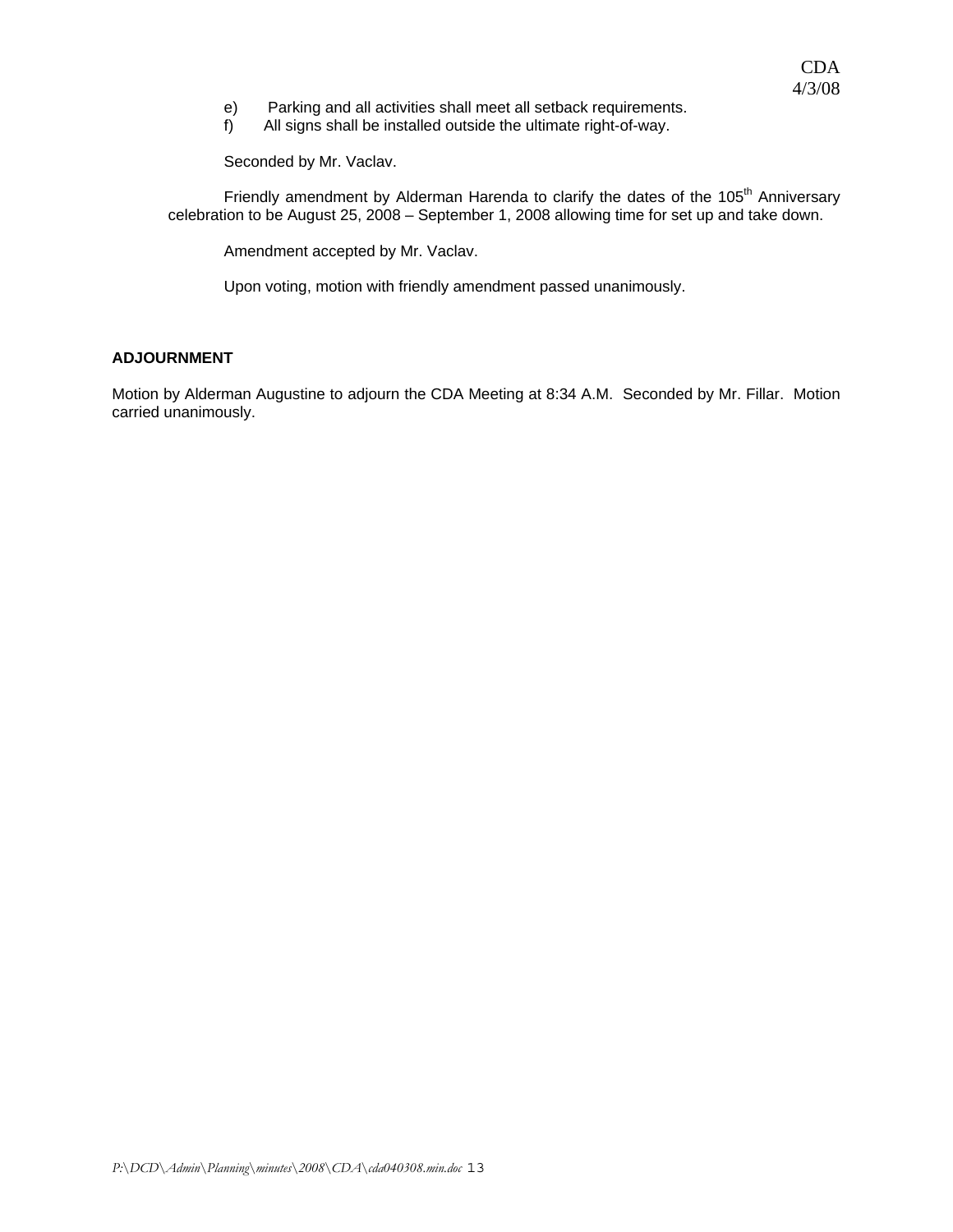e) Parking and all activities shall meet all setback requirements.
f) All signs shall be installed outside the ultimate right-of-way.

Seconded by Mr. Vaclav.

Friendly amendment by Alderman Harenda to clarify the dates of the 105th Anniversary celebration to be August 25, 2008 – September 1, 2008 allowing time for set up and take down.

Amendment accepted by Mr. Vaclav.

Upon voting, motion with friendly amendment passed unanimously.

**ADJOURNMENT**

Motion by Alderman Augustine to adjourn the CDA Meeting at 8:34 A.M. Seconded by Mr. Fillar. Motion carried unanimously.